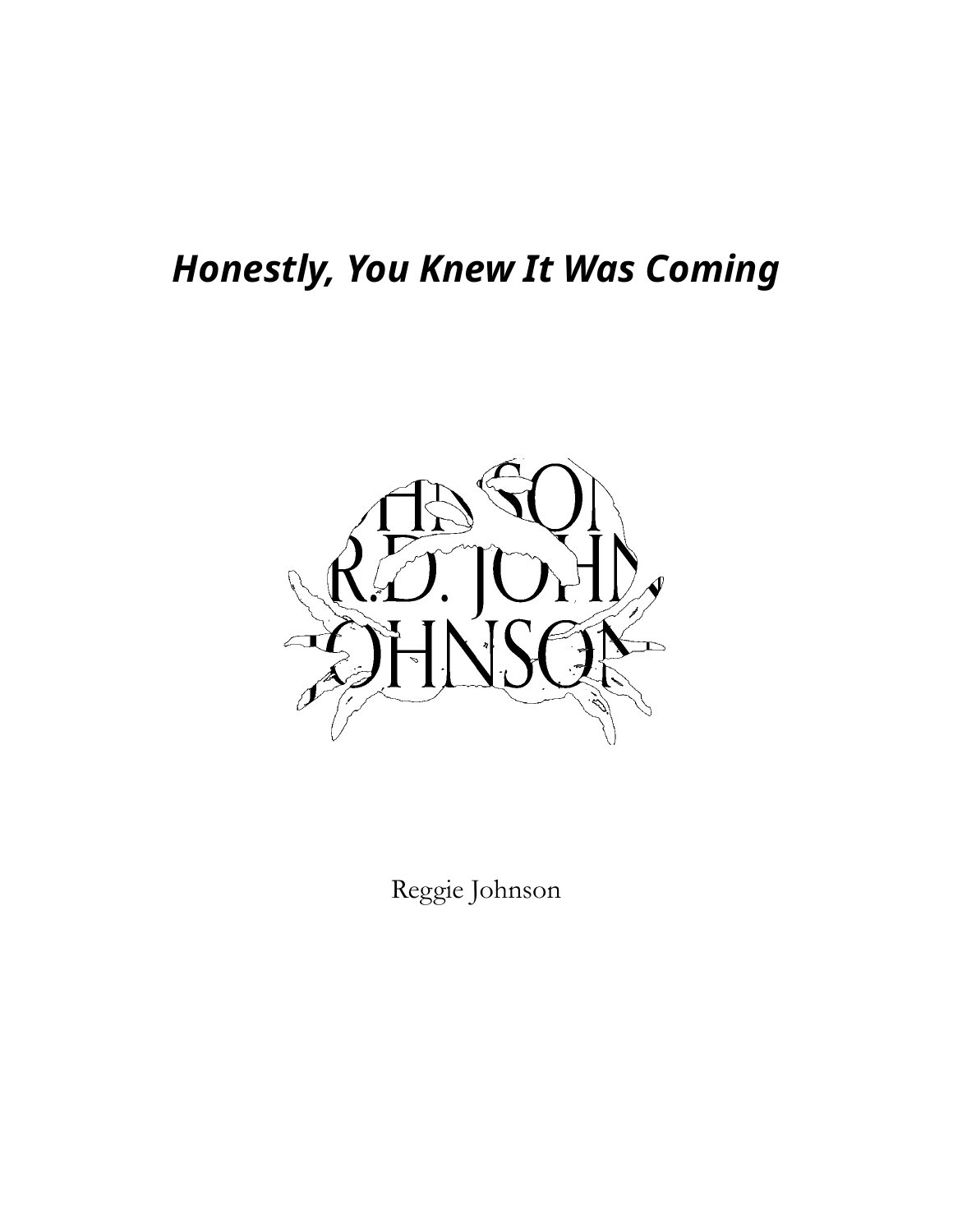# ***Honestly, You Knew It Was Coming***

Reggie Johnson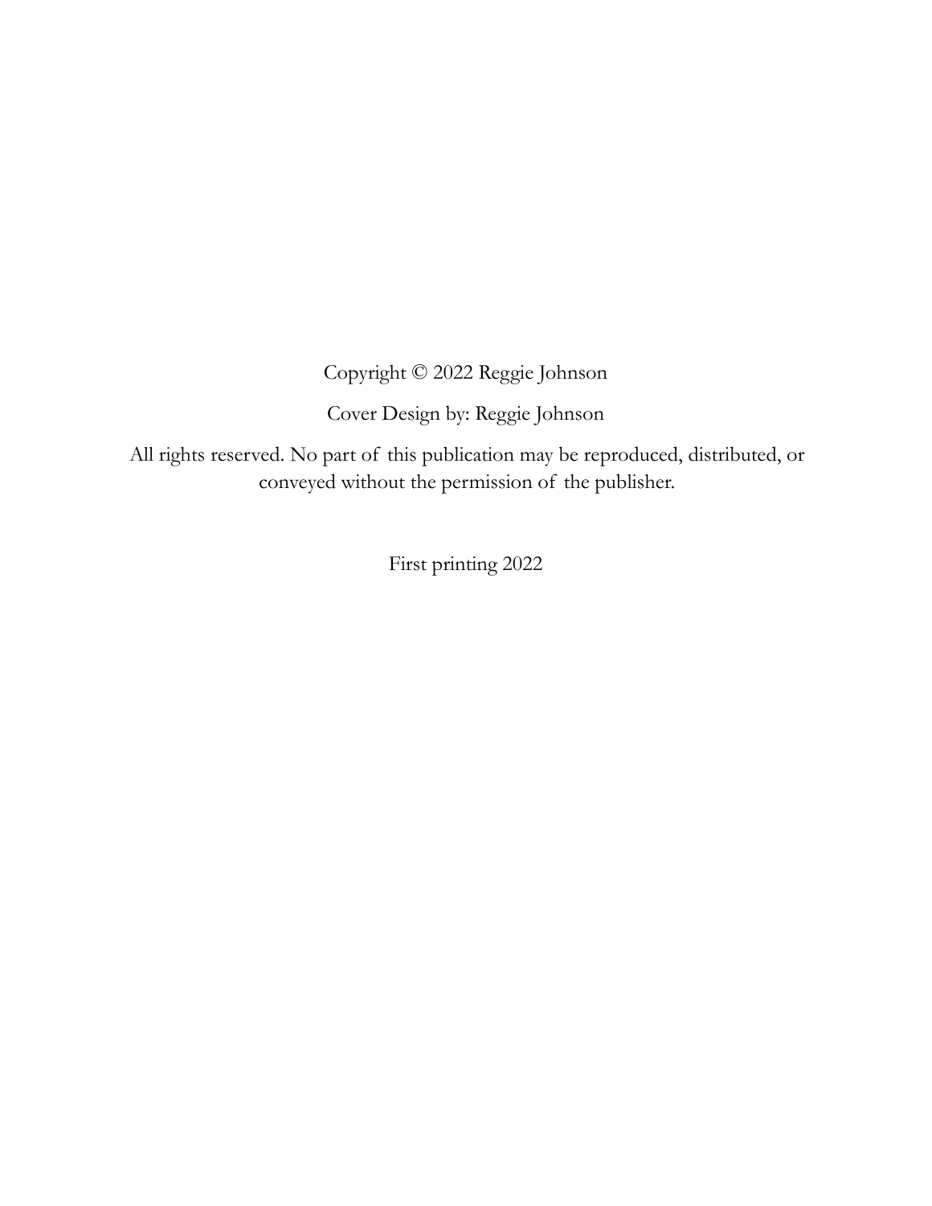Copyright © 2022 Reggie Johnson

Cover Design by: Reggie Johnson

All rights reserved. No part of this publication may be reproduced, distributed, or conveyed without the permission of the publisher.

First printing 2022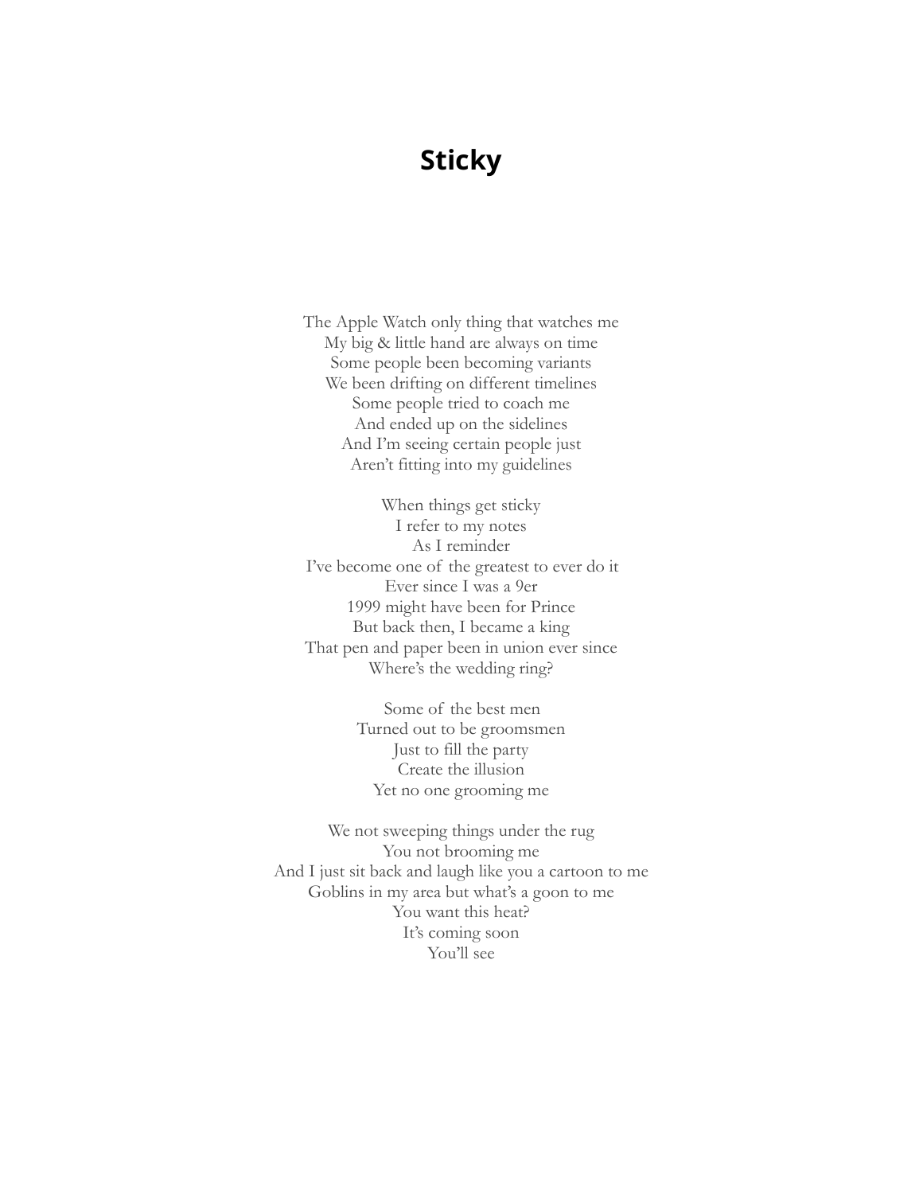# Sticky

The Apple Watch only thing that watches me
My big & little hand are always on time
Some people been becoming variants
We been drifting on different timelines
Some people tried to coach me
And ended up on the sidelines
And I'm seeing certain people just
Aren't fitting into my guidelines

When things get sticky
I refer to my notes
As I reminder
I've become one of the greatest to ever do it
Ever since I was a 9er
1999 might have been for Prince
But back then, I became a king
That pen and paper been in union ever since
Where's the wedding ring?

Some of the best men
Turned out to be groomsmen
Just to fill the party
Create the illusion
Yet no one grooming me

We not sweeping things under the rug
You not brooming me
And I just sit back and laugh like you a cartoon to me
Goblins in my area but what's a goon to me
You want this heat?
It's coming soon
You'll see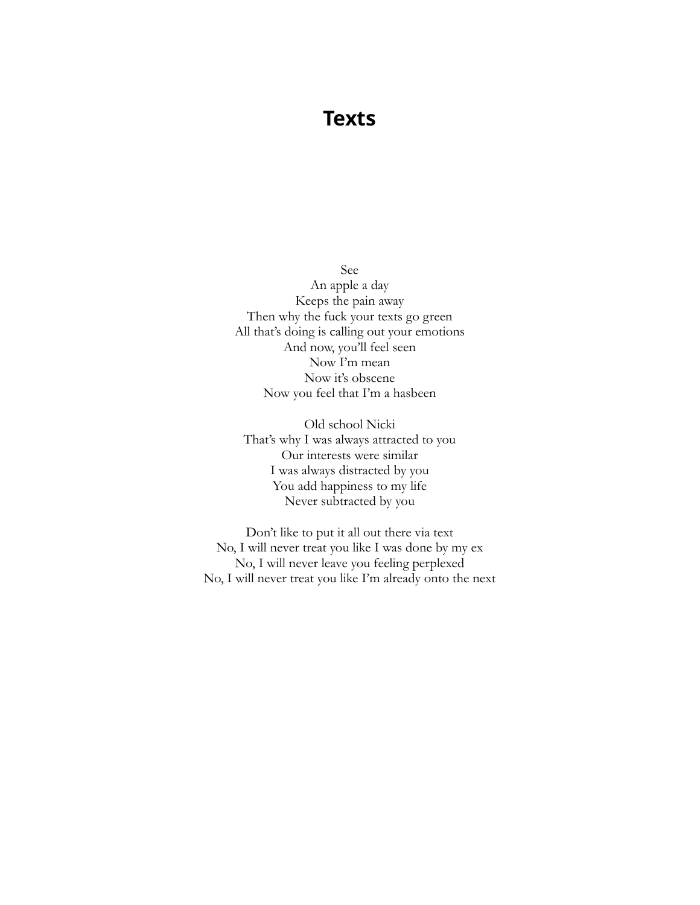# Texts

See
An apple a day
Keeps the pain away
Then why the fuck your texts go green
All that's doing is calling out your emotions
And now, you'll feel seen
Now I'm mean
Now it's obscene
Now you feel that I'm a hasbeen

Old school Nicki
That's why I was always attracted to you
Our interests were similar
I was always distracted by you
You add happiness to my life
Never subtracted by you

Don't like to put it all out there via text
No, I will never treat you like I was done by my ex
No, I will never leave you feeling perplexed
No, I will never treat you like I'm already onto the next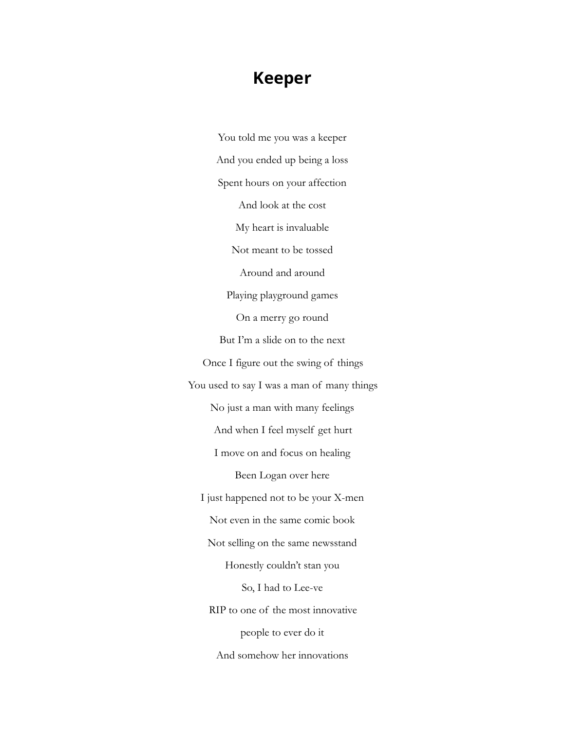# Keeper

You told me you was a keeper

And you ended up being a loss

Spent hours on your affection

And look at the cost

My heart is invaluable

Not meant to be tossed

Around and around

Playing playground games

On a merry go round

But I'm a slide on to the next

Once I figure out the swing of things

You used to say I was a man of many things

No just a man with many feelings

And when I feel myself get hurt

I move on and focus on healing

Been Logan over here

I just happened not to be your X-men

Not even in the same comic book

Not selling on the same newsstand

Honestly couldn't stan you

So, I had to Lee-ve

RIP to one of the most innovative

people to ever do it

And somehow her innovations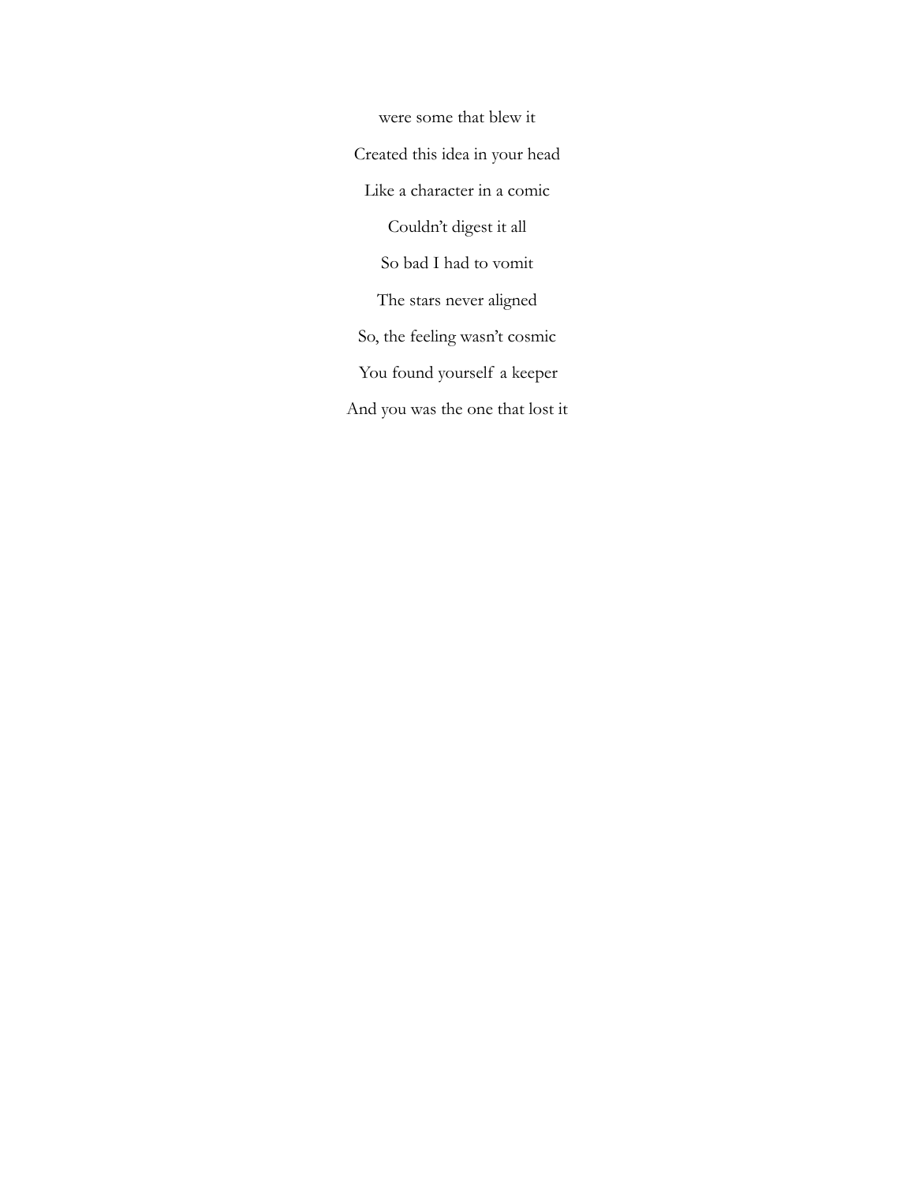were some that blew it

Created this idea in your head

Like a character in a comic

Couldn't digest it all

So bad I had to vomit

The stars never aligned

So, the feeling wasn't cosmic

You found yourself a keeper

And you was the one that lost it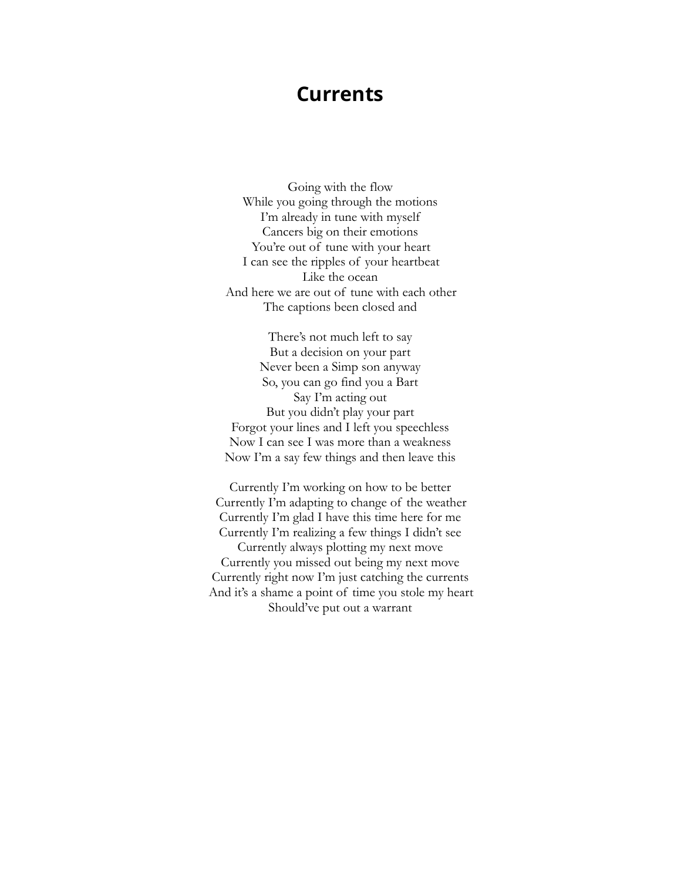# Currents

Going with the flow
While you going through the motions
I'm already in tune with myself
Cancers big on their emotions
You're out of tune with your heart
I can see the ripples of your heartbeat
Like the ocean
And here we are out of tune with each other
The captions been closed and

There's not much left to say
But a decision on your part
Never been a Simp son anyway
So, you can go find you a Bart
Say I'm acting out
But you didn't play your part
Forgot your lines and I left you speechless
Now I can see I was more than a weakness
Now I'm a say few things and then leave this

Currently I'm working on how to be better
Currently I'm adapting to change of the weather
Currently I'm glad I have this time here for me
Currently I'm realizing a few things I didn't see
Currently always plotting my next move
Currently you missed out being my next move
Currently right now I'm just catching the currents
And it's a shame a point of time you stole my heart
Should've put out a warrant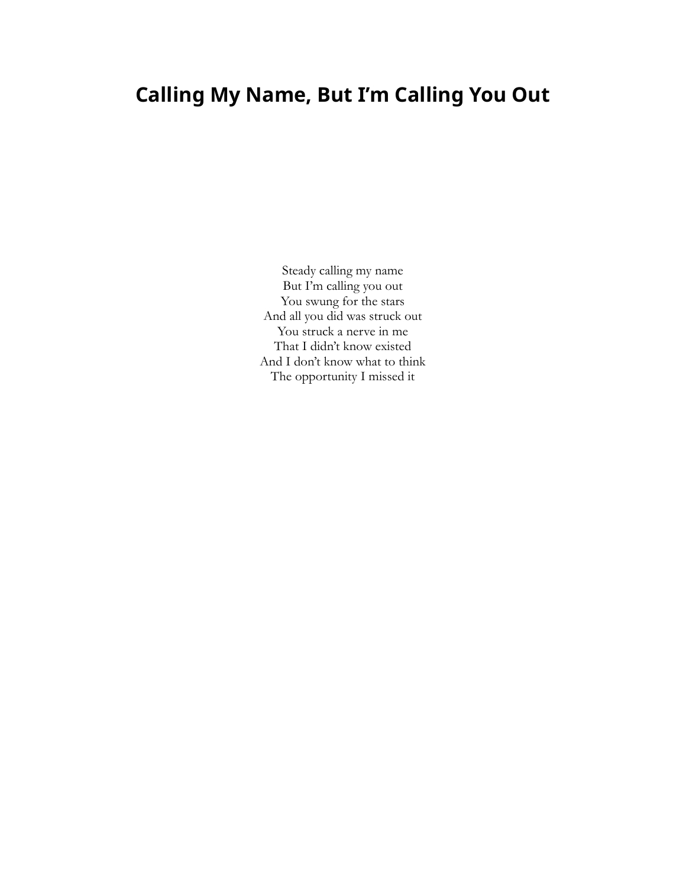# Calling My Name, But I'm Calling You Out

Steady calling my name
But I'm calling you out
You swung for the stars
And all you did was struck out
You struck a nerve in me
That I didn't know existed
And I don't know what to think
The opportunity I missed it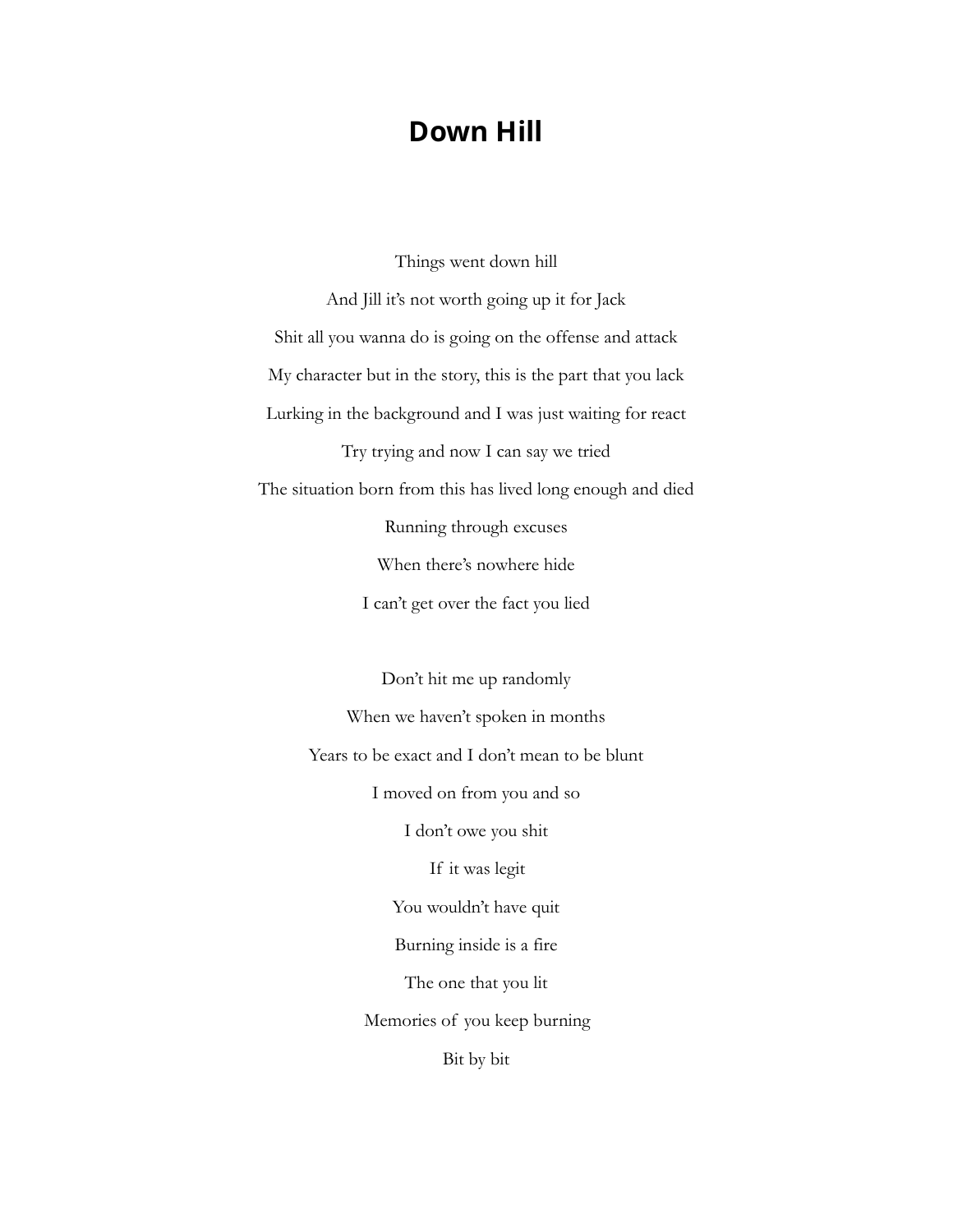# Down Hill

Things went down hill

And Jill it's not worth going up it for Jack

Shit all you wanna do is going on the offense and attack

My character but in the story, this is the part that you lack

Lurking in the background and I was just waiting for react

Try trying and now I can say we tried

The situation born from this has lived long enough and died

Running through excuses

When there's nowhere hide

I can't get over the fact you lied

Don't hit me up randomly

When we haven't spoken in months

Years to be exact and I don't mean to be blunt

I moved on from you and so

I don't owe you shit

If it was legit

You wouldn't have quit

Burning inside is a fire

The one that you lit

Memories of you keep burning

Bit by bit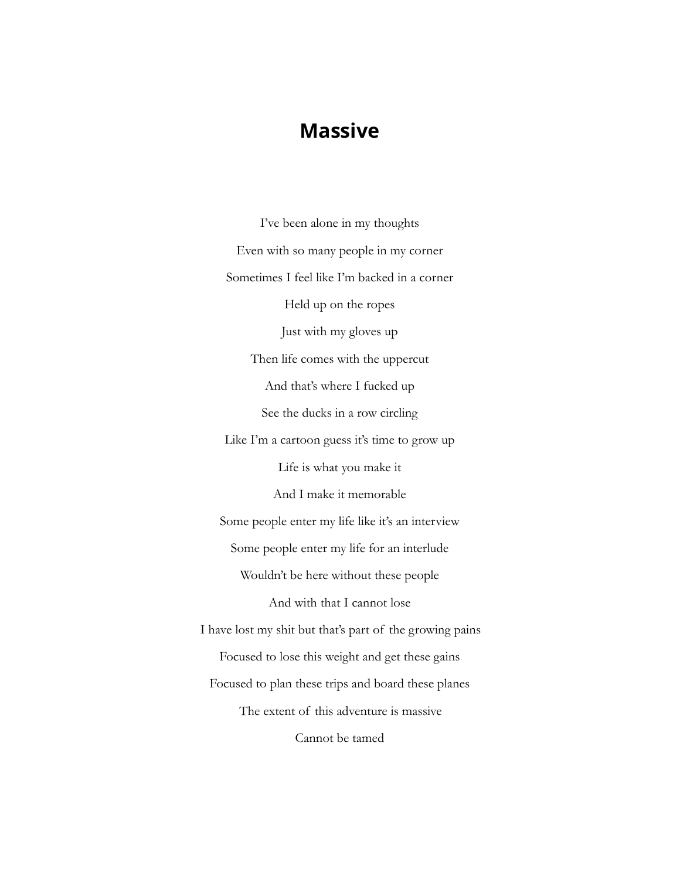# Massive

I've been alone in my thoughts

Even with so many people in my corner

Sometimes I feel like I'm backed in a corner

Held up on the ropes

Just with my gloves up

Then life comes with the uppercut

And that's where I fucked up

See the ducks in a row circling

Like I'm a cartoon guess it's time to grow up

Life is what you make it

And I make it memorable

Some people enter my life like it's an interview

Some people enter my life for an interlude

Wouldn't be here without these people

And with that I cannot lose

I have lost my shit but that's part of the growing pains

Focused to lose this weight and get these gains

Focused to plan these trips and board these planes

The extent of this adventure is massive

Cannot be tamed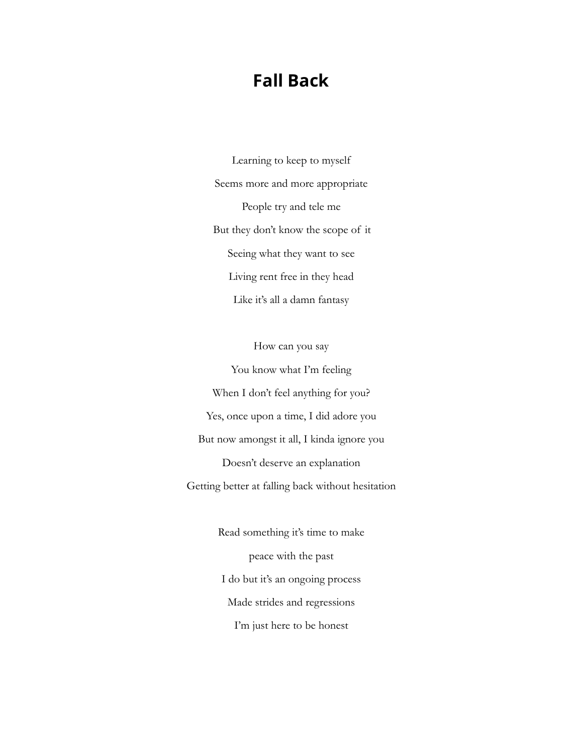# Fall Back

Learning to keep to myself

Seems more and more appropriate

People try and tele me

But they don't know the scope of it

Seeing what they want to see

Living rent free in they head

Like it's all a damn fantasy

How can you say

You know what I'm feeling

When I don't feel anything for you?

Yes, once upon a time, I did adore you

But now amongst it all, I kinda ignore you

Doesn't deserve an explanation

Getting better at falling back without hesitation

Read something it's time to make

peace with the past

I do but it's an ongoing process

Made strides and regressions

I'm just here to be honest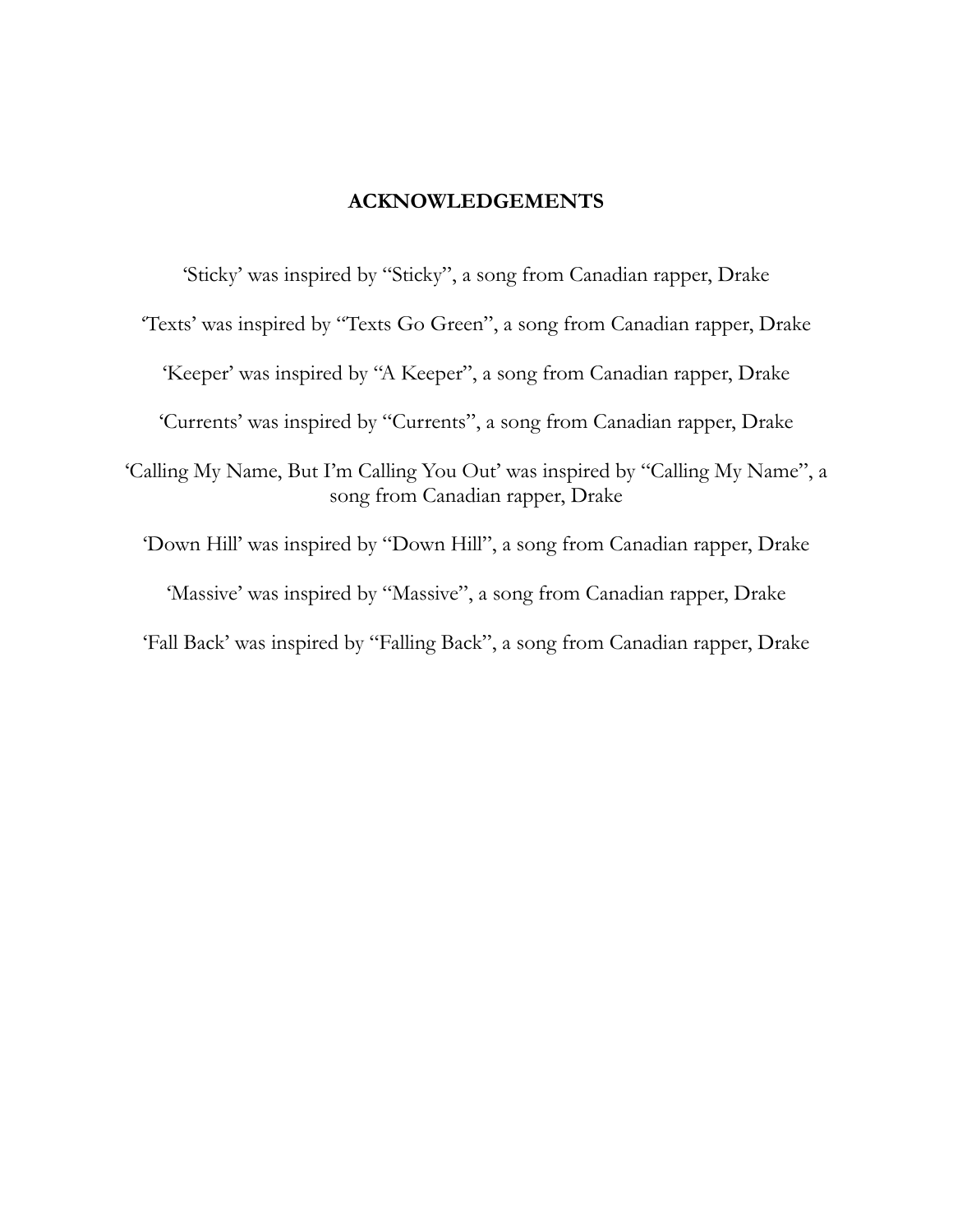## ACKNOWLEDGEMENTS

'Sticky' was inspired by "Sticky", a song from Canadian rapper, Drake

'Texts' was inspired by "Texts Go Green", a song from Canadian rapper, Drake

'Keeper' was inspired by "A Keeper", a song from Canadian rapper, Drake

'Currents' was inspired by "Currents", a song from Canadian rapper, Drake

'Calling My Name, But I'm Calling You Out' was inspired by "Calling My Name", a song from Canadian rapper, Drake

'Down Hill' was inspired by "Down Hill", a song from Canadian rapper, Drake

'Massive' was inspired by "Massive", a song from Canadian rapper, Drake

'Fall Back' was inspired by "Falling Back", a song from Canadian rapper, Drake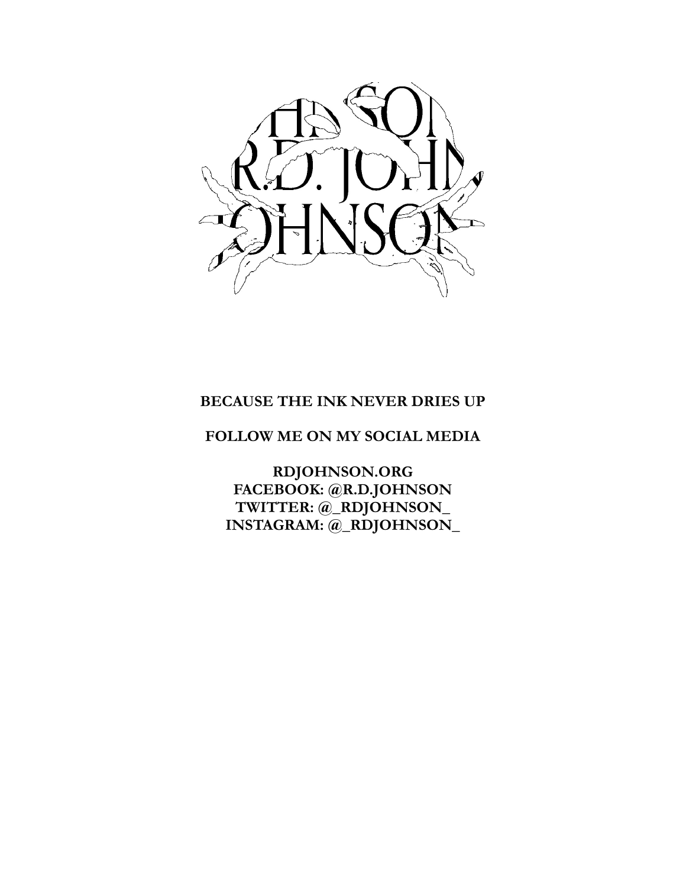**BECAUSE THE INK NEVER DRIES UP**

**FOLLOW ME ON MY SOCIAL MEDIA**

**RDJOHNSON.ORG**
**FACEBOOK: @R.D.JOHNSON**
**TWITTER: @_RDJOHNSON_**
**INSTAGRAM: @_RDJOHNSON_**